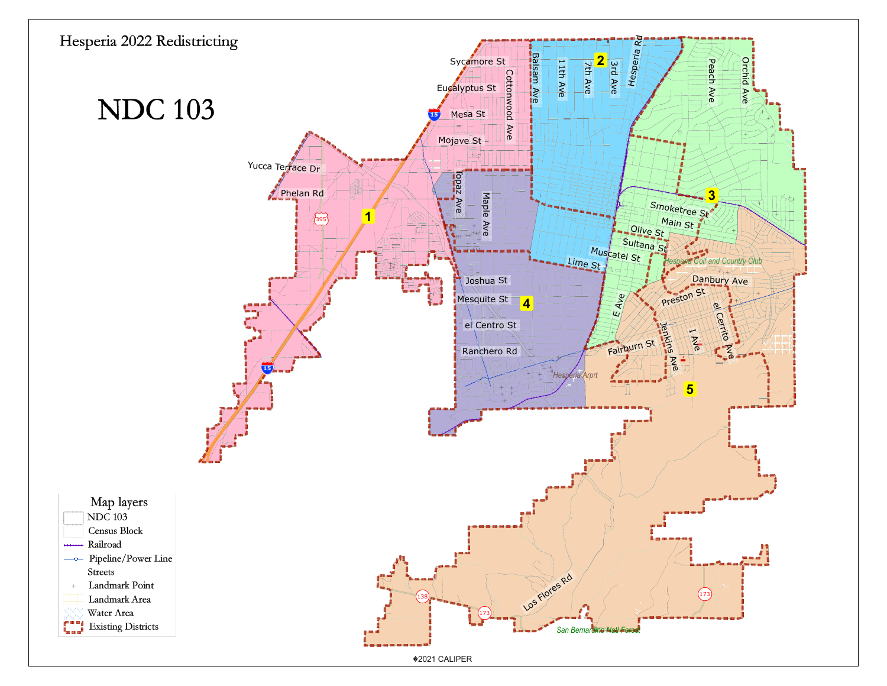# Hesperia 2022 Redistricting

## NDC 103

1

2

3

4

5

Sycamore St
Eucalyptus St
Mesa St
Mojave St
Yucca Terrace Dr
Phelan Rd
Cottonwood Ave
Balsam Ave
11th Ave
7th Ave
3rd Ave
Hesperia Rd
Peach Ave
Orchid Ave
Topaz Ave
Maple Ave
Smoketree St
Main St
Olive St
Sultana St
Muscatel St
Lime St
Hesperia Golf and Country Club
Danbury Ave
Preston St
Joshua St
Mesquite St
el Centro St
Ranchero Rd
E Ave
Jenkins Ave
I Ave
el Cerrito Ave
Fairburn St
Hesperia Arpt
Los Flores Rd
San Bernardino Natl Forest
15
395
138
173

**Map layers**

- NDC 103
- Census Block
- Railroad
- Pipeline/Power Line
- Streets
- Landmark Point
- Landmark Area
- Water Area
- Existing Districts

©2021 CALIPER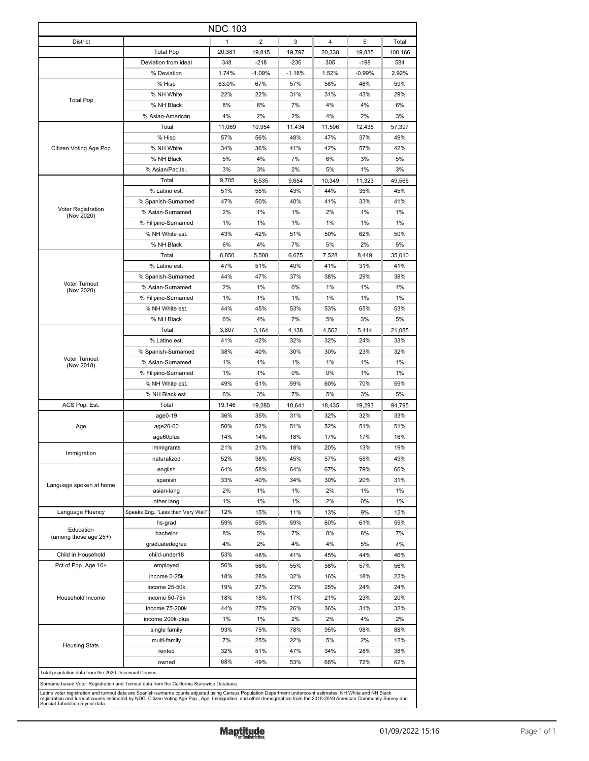## NDC 103

| District | | 1 | 2 | 3 | 4 | 5 | Total |
|---|---|---|---|---|---|---|---|
| | Total Pop | 20,381 | 19,815 | 19,797 | 20,338 | 19,835 | 100,166 |
| | Deviation from ideal | 348 | -218 | -236 | 305 | -198 | 584 |
| | % Deviation | 1.74% | -1.09% | -1.18% | 1.52% | -0.99% | 2.92% |
| Total Pop | % Hisp | 63.0% | 67% | 57% | 58% | 48% | 59% |
| | % NH White | 22% | 22% | 31% | 31% | 43% | 29% |
| | % NH Black | 8% | 6% | 7% | 4% | 4% | 6% |
| | % Asian-American | 4% | 2% | 2% | 4% | 2% | 3% |
| Citizen Voting Age Pop | Total | 11,069 | 10,954 | 11,434 | 11,506 | 12,435 | 57,397 |
| | % Hisp | 57% | 56% | 48% | 47% | 37% | 49% |
| | % NH White | 34% | 36% | 41% | 42% | 57% | 42% |
| | % NH Black | 5% | 4% | 7% | 6% | 3% | 5% |
| | % Asian/Pac.Isl. | 3% | 3% | 2% | 5% | 1% | 3% |
| Voter Registration (Nov 2020) | Total | 9,705 | 8,535 | 9,654 | 10,349 | 11,323 | 49,566 |
| | % Latino est. | 51% | 55% | 43% | 44% | 35% | 45% |
| | % Spanish-Surnamed | 47% | 50% | 40% | 41% | 33% | 41% |
| | % Asian-Surnamed | 2% | 1% | 1% | 2% | 1% | 1% |
| | % Filipino-Surnamed | 1% | 1% | 1% | 1% | 1% | 1% |
| | % NH White est. | 43% | 42% | 51% | 50% | 62% | 50% |
| | % NH Black | 6% | 4% | 7% | 5% | 2% | 5% |
| Voter Turnout (Nov 2020) | Total | 6,850 | 5,508 | 6,675 | 7,528 | 8,449 | 35,010 |
| | % Latino est. | 47% | 51% | 40% | 41% | 31% | 41% |
| | % Spanish-Surnamed | 44% | 47% | 37% | 38% | 29% | 38% |
| | % Asian-Surnamed | 2% | 1% | 0% | 1% | 1% | 1% |
| | % Filipino-Surnamed | 1% | 1% | 1% | 1% | 1% | 1% |
| | % NH White est. | 44% | 45% | 53% | 53% | 65% | 53% |
| | % NH Black | 6% | 4% | 7% | 5% | 3% | 5% |
| Voter Turnout (Nov 2018) | Total | 3,807 | 3,164 | 4,138 | 4,562 | 5,414 | 21,085 |
| | % Latino est. | 41% | 42% | 32% | 32% | 24% | 33% |
| | % Spanish-Surnamed | 38% | 40% | 30% | 30% | 23% | 32% |
| | % Asian-Surnamed | 1% | 1% | 1% | 1% | 1% | 1% |
| | % Filipino-Surnamed | 1% | 1% | 0% | 0% | 1% | 1% |
| | % NH White est. | 49% | 51% | 59% | 60% | 70% | 59% |
| | % NH Black est. | 6% | 3% | 7% | 5% | 3% | 5% |
| ACS Pop. Est. | Total | 19,146 | 19,280 | 18,641 | 18,435 | 19,293 | 94,795 |
| Age | age0-19 | 36% | 35% | 31% | 32% | 32% | 33% |
| | age20-60 | 50% | 52% | 51% | 52% | 51% | 51% |
| | age60plus | 14% | 14% | 18% | 17% | 17% | 16% |
| Immigration | immigrants | 21% | 21% | 18% | 20% | 13% | 19% |
| | naturalized | 52% | 38% | 45% | 57% | 55% | 49% |
| Language spoken at home | english | 64% | 58% | 64% | 67% | 79% | 66% |
| | spanish | 33% | 40% | 34% | 30% | 20% | 31% |
| | asian-lang | 2% | 1% | 1% | 2% | 1% | 1% |
| | other lang | 1% | 1% | 1% | 2% | 0% | 1% |
| Language Fluency | Speaks Eng. "Less than Very Well" | 12% | 15% | 11% | 13% | 9% | 12% |
| Education (among those age 25+) | hs-grad | 59% | 59% | 59% | 60% | 61% | 59% |
| | bachelor | 8% | 5% | 7% | 8% | 8% | 7% |
| | graduatedegree | 4% | 2% | 4% | 4% | 5% | 4% |
| Child in Household | child-under18 | 53% | 48% | 41% | 45% | 44% | 46% |
| Pct of Pop. Age 16+ | employed | 56% | 56% | 55% | 58% | 57% | 56% |
| Household Income | income 0-25k | 18% | 28% | 32% | 16% | 18% | 22% |
| | income 25-50k | 19% | 27% | 23% | 25% | 24% | 24% |
| | income 50-75k | 18% | 18% | 17% | 21% | 23% | 20% |
| | income 75-200k | 44% | 27% | 26% | 36% | 31% | 32% |
| | income 200k-plus | 1% | 1% | 2% | 2% | 4% | 2% |
| Housing Stats | single family | 93% | 75% | 78% | 95% | 98% | 88% |
| | multi-family | 7% | 25% | 22% | 5% | 2% | 12% |
| | rented | 32% | 51% | 47% | 34% | 28% | 38% |
| | owned | 68% | 49% | 53% | 66% | 72% | 62% |

Total population data from the 2020 Decennial Census.

Surname-based Voter Registration and Turnout data from the California Statewide Database.

Latino voter registration and turnout data are Spanish-surname counts adjusted using Census Population Department undercount estimates. NH White and NH Black registration and turnout counts estimated by NDC. Citizen Voting Age Pop., Age, Immigration, and other demographics from the 2015-2019 American Community Survey and Special Tabulation 5-year data.

Maptitude For Redistricting

01/09/2022 15:16